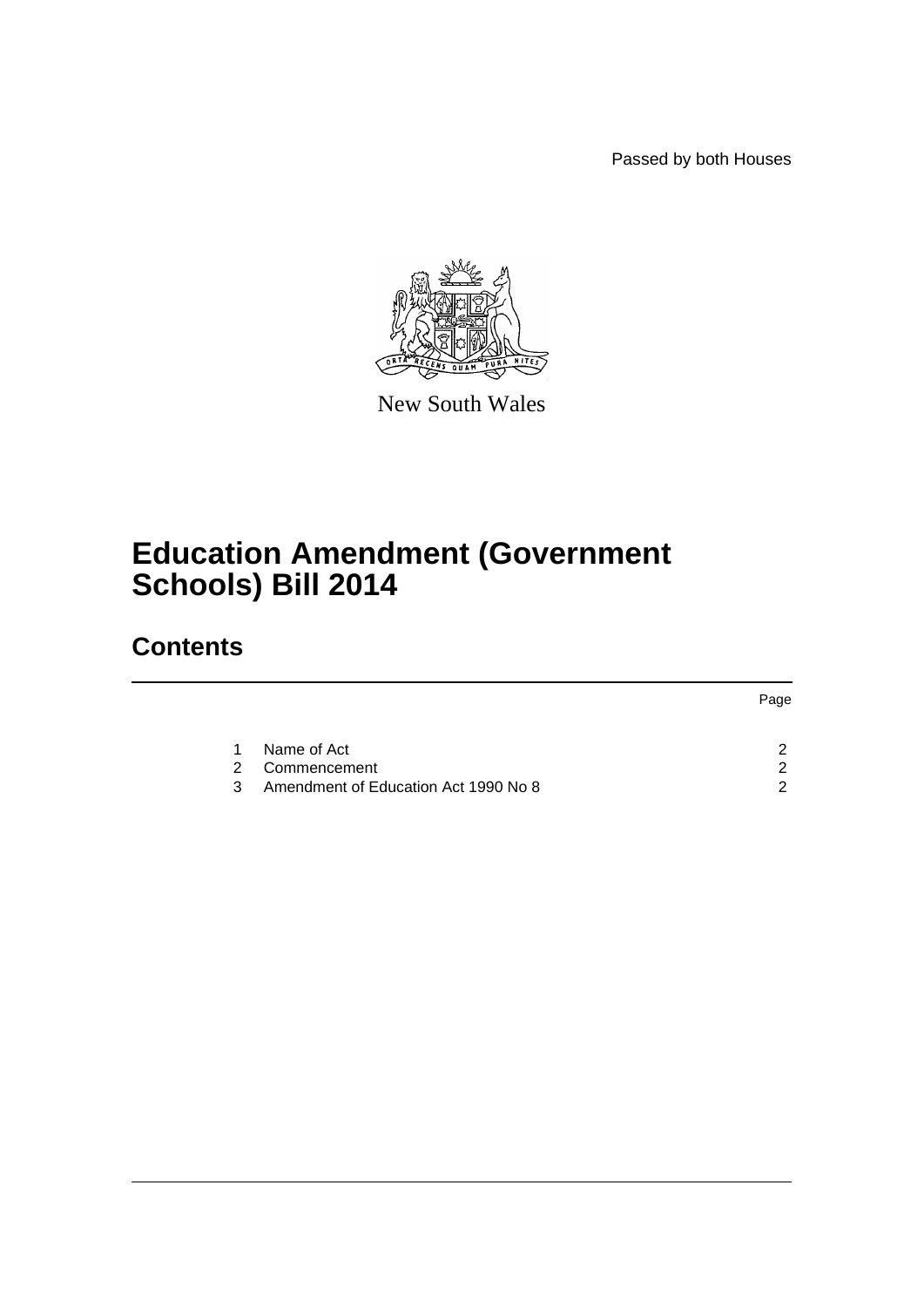Passed by both Houses

New South Wales

# Education Amendment (Government Schools) Bill 2014

## Contents

| | | Page |
|---|---|---|
| 1 | Name of Act | 2 |
| 2 | Commencement | 2 |
| 3 | Amendment of Education Act 1990 No 8 | 2 |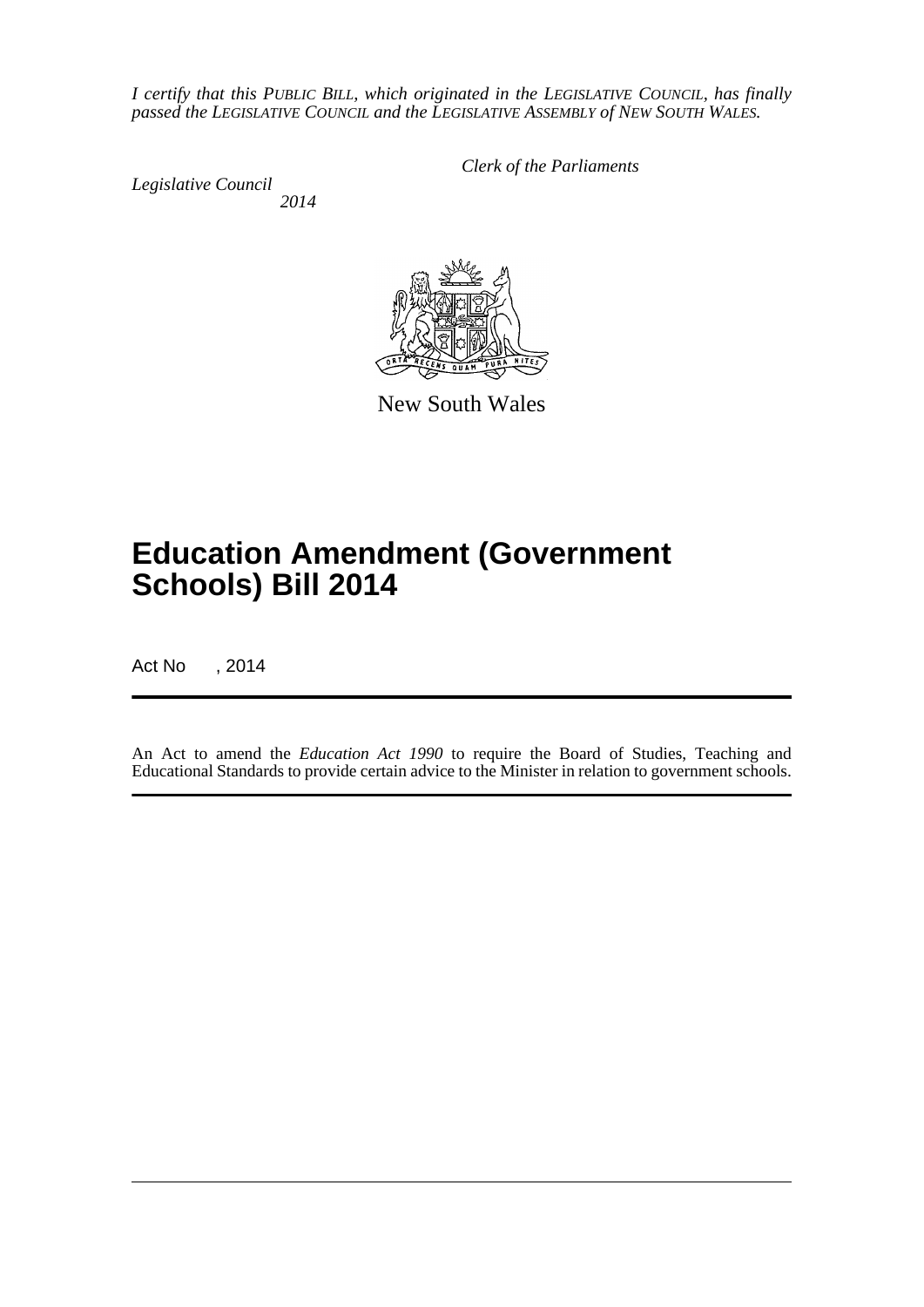*I certify that this PUBLIC BILL, which originated in the LEGISLATIVE COUNCIL, has finally passed the LEGISLATIVE COUNCIL and the LEGISLATIVE ASSEMBLY of NEW SOUTH WALES.*

*Clerk of the Parliaments*

*Legislative Council*

*2014*

New South Wales

# Education Amendment (Government Schools) Bill 2014

Act No , 2014

An Act to amend the *Education Act 1990* to require the Board of Studies, Teaching and Educational Standards to provide certain advice to the Minister in relation to government schools.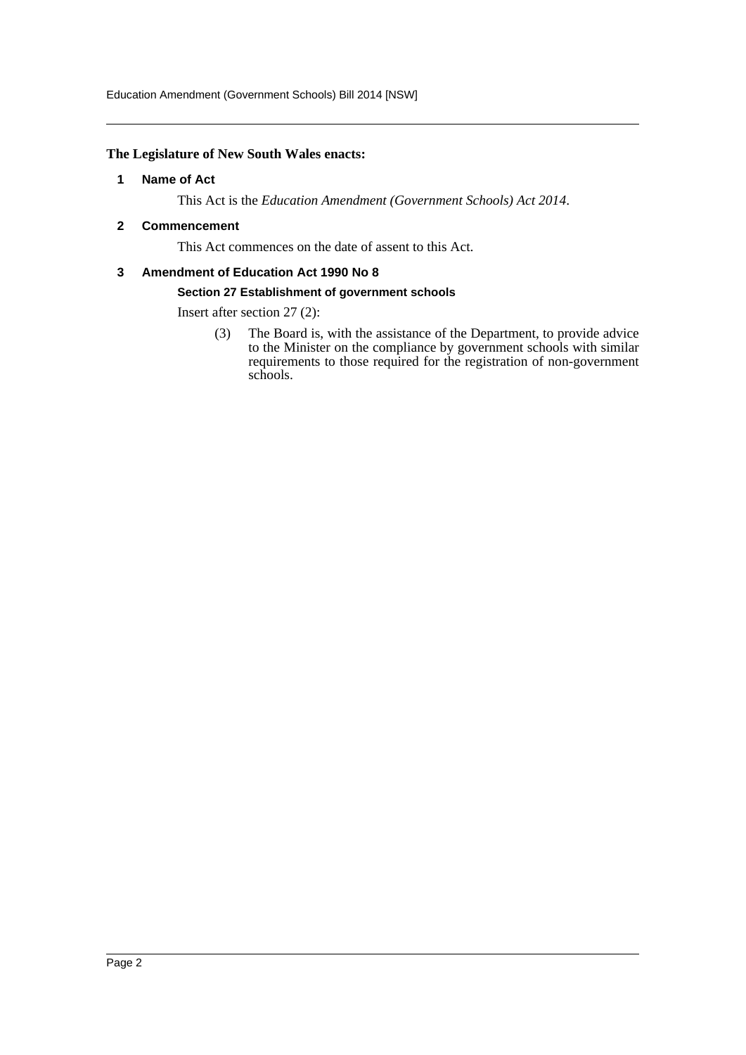**The Legislature of New South Wales enacts:**

## 1 Name of Act

This Act is the *Education Amendment (Government Schools) Act 2014*.

## 2 Commencement

This Act commences on the date of assent to this Act.

## 3 Amendment of Education Act 1990 No 8

### Section 27 Establishment of government schools

Insert after section 27 (2):

> (3) The Board is, with the assistance of the Department, to provide advice to the Minister on the compliance by government schools with similar requirements to those required for the registration of non-government schools.